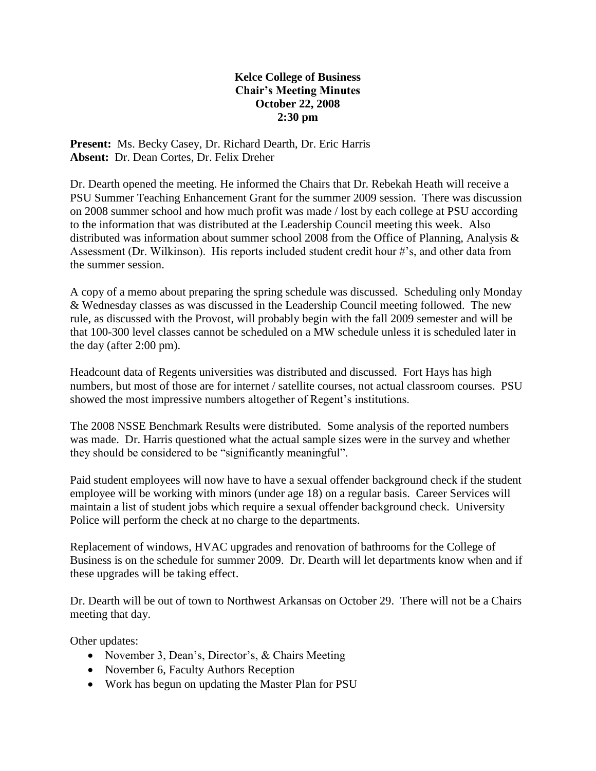**Kelce College of Business**
**Chair's Meeting Minutes**
**October 22, 2008**
**2:30 pm**

**Present:** Ms. Becky Casey, Dr. Richard Dearth, Dr. Eric Harris
**Absent:** Dr. Dean Cortes, Dr. Felix Dreher

Dr. Dearth opened the meeting. He informed the Chairs that Dr. Rebekah Heath will receive a PSU Summer Teaching Enhancement Grant for the summer 2009 session. There was discussion on 2008 summer school and how much profit was made / lost by each college at PSU according to the information that was distributed at the Leadership Council meeting this week. Also distributed was information about summer school 2008 from the Office of Planning, Analysis & Assessment (Dr. Wilkinson). His reports included student credit hour #'s, and other data from the summer session.

A copy of a memo about preparing the spring schedule was discussed. Scheduling only Monday & Wednesday classes as was discussed in the Leadership Council meeting followed. The new rule, as discussed with the Provost, will probably begin with the fall 2009 semester and will be that 100-300 level classes cannot be scheduled on a MW schedule unless it is scheduled later in the day (after 2:00 pm).

Headcount data of Regents universities was distributed and discussed. Fort Hays has high numbers, but most of those are for internet / satellite courses, not actual classroom courses. PSU showed the most impressive numbers altogether of Regent's institutions.

The 2008 NSSE Benchmark Results were distributed. Some analysis of the reported numbers was made. Dr. Harris questioned what the actual sample sizes were in the survey and whether they should be considered to be "significantly meaningful".

Paid student employees will now have to have a sexual offender background check if the student employee will be working with minors (under age 18) on a regular basis. Career Services will maintain a list of student jobs which require a sexual offender background check. University Police will perform the check at no charge to the departments.

Replacement of windows, HVAC upgrades and renovation of bathrooms for the College of Business is on the schedule for summer 2009. Dr. Dearth will let departments know when and if these upgrades will be taking effect.

Dr. Dearth will be out of town to Northwest Arkansas on October 29. There will not be a Chairs meeting that day.

Other updates:

- November 3, Dean's, Director's, & Chairs Meeting
- November 6, Faculty Authors Reception
- Work has begun on updating the Master Plan for PSU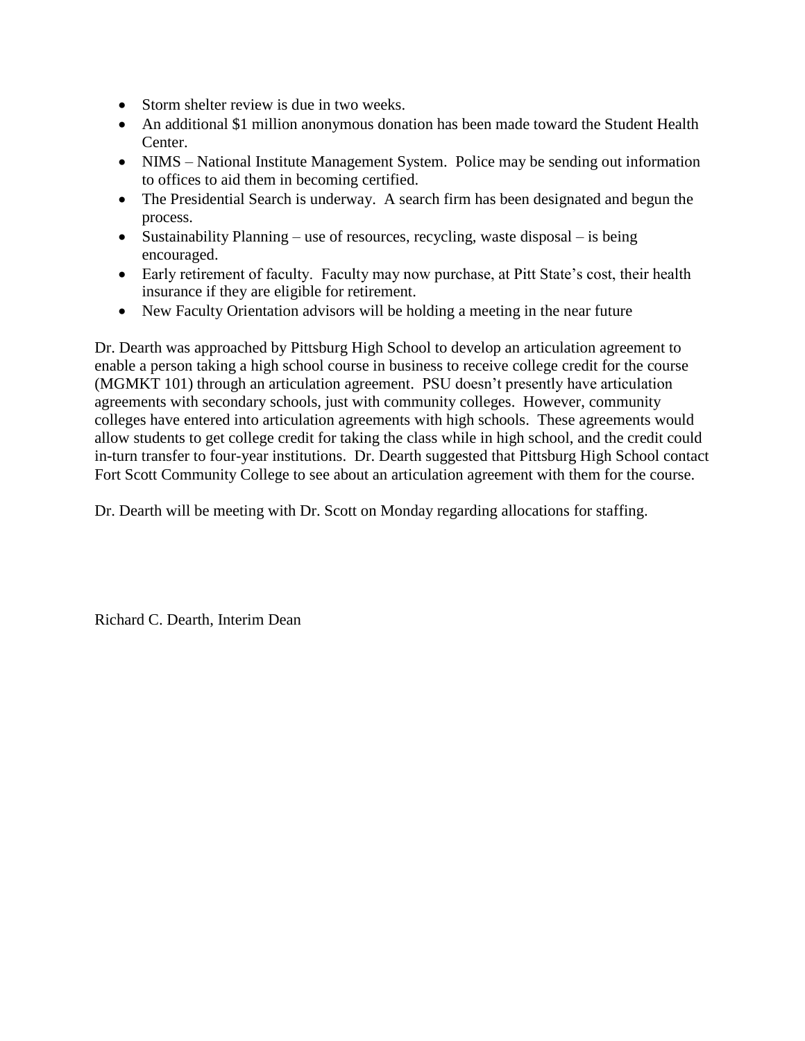- Storm shelter review is due in two weeks.
- An additional $1 million anonymous donation has been made toward the Student Health Center.
- NIMS – National Institute Management System. Police may be sending out information to offices to aid them in becoming certified.
- The Presidential Search is underway. A search firm has been designated and begun the process.
- Sustainability Planning – use of resources, recycling, waste disposal – is being encouraged.
- Early retirement of faculty. Faculty may now purchase, at Pitt State's cost, their health insurance if they are eligible for retirement.
- New Faculty Orientation advisors will be holding a meeting in the near future

Dr. Dearth was approached by Pittsburg High School to develop an articulation agreement to enable a person taking a high school course in business to receive college credit for the course (MGMKT 101) through an articulation agreement. PSU doesn't presently have articulation agreements with secondary schools, just with community colleges. However, community colleges have entered into articulation agreements with high schools. These agreements would allow students to get college credit for taking the class while in high school, and the credit could in-turn transfer to four-year institutions. Dr. Dearth suggested that Pittsburg High School contact Fort Scott Community College to see about an articulation agreement with them for the course.

Dr. Dearth will be meeting with Dr. Scott on Monday regarding allocations for staffing.

Richard C. Dearth, Interim Dean